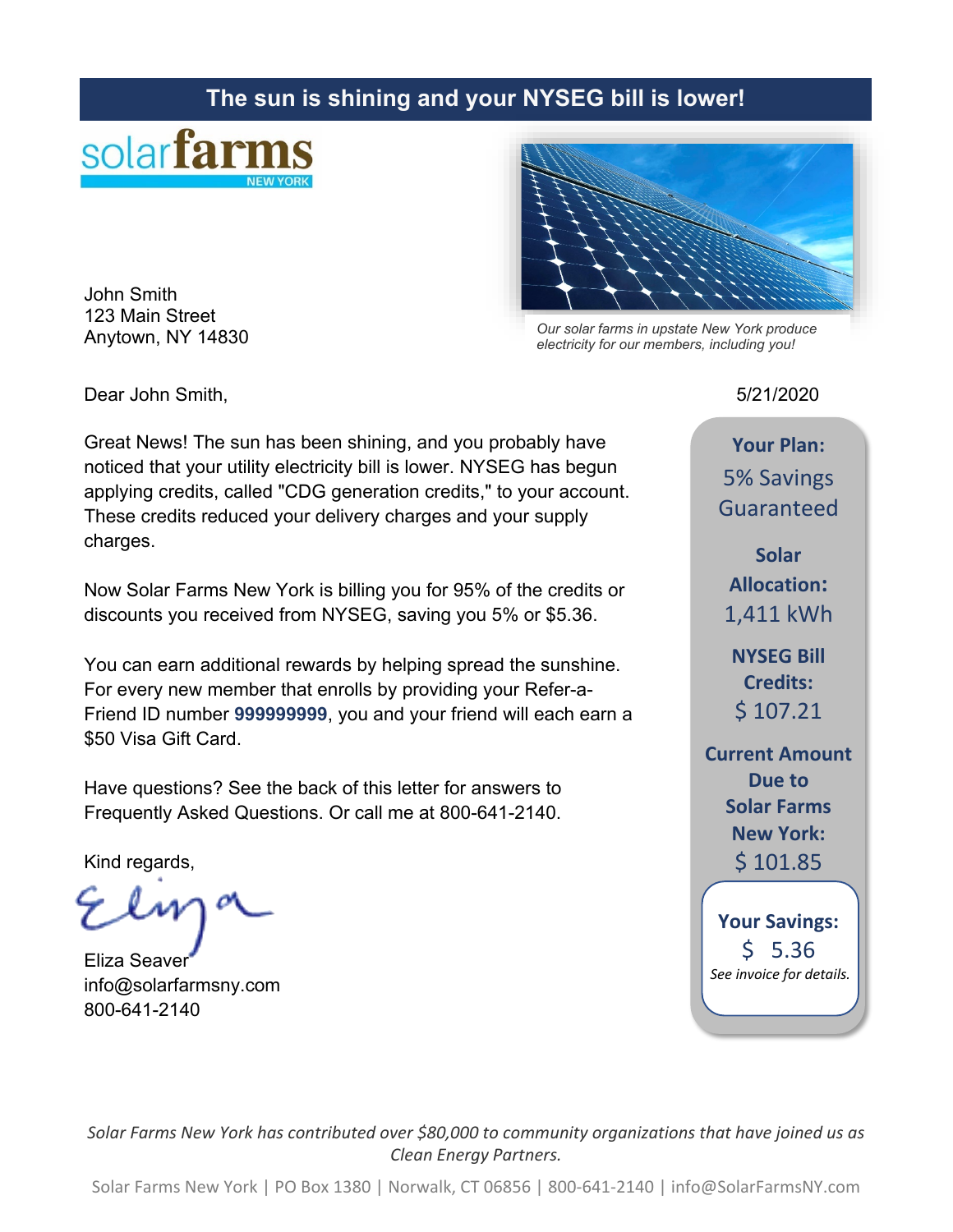# The sun is shining and your NYSEG bill is lower!

solarfarms NEW YORK

John Smith
123 Main Street
Anytown, NY 14830

*Our solar farms in upstate New York produce electricity for our members, including you!*

5/21/2020

Dear John Smith,

Great News! The sun has been shining, and you probably have noticed that your utility electricity bill is lower. NYSEG has begun applying credits, called "CDG generation credits," to your account. These credits reduced your delivery charges and your supply charges.

Now Solar Farms New York is billing you for 95% of the credits or discounts you received from NYSEG, saving you 5% or $5.36.

You can earn additional rewards by helping spread the sunshine. For every new member that enrolls by providing your Refer-a-Friend ID number **999999999**, you and your friend will each earn a $50 Visa Gift Card.

Have questions? See the back of this letter for answers to Frequently Asked Questions. Or call me at 800-641-2140.

Kind regards,

Eliza Seaver
info@solarfarmsny.com
800-641-2140

**Your Plan:**
5% Savings Guaranteed

**Solar Allocation:**
1,411 kWh

**NYSEG Bill Credits:**
$ 107.21

**Current Amount Due to Solar Farms New York:**
$ 101.85

**Your Savings:**
$ 5.36
*See invoice for details.*

*Solar Farms New York has contributed over $80,000 to community organizations that have joined us as Clean Energy Partners.*

Solar Farms New York | PO Box 1380 | Norwalk, CT 06856 | 800-641-2140 | info@SolarFarmsNY.com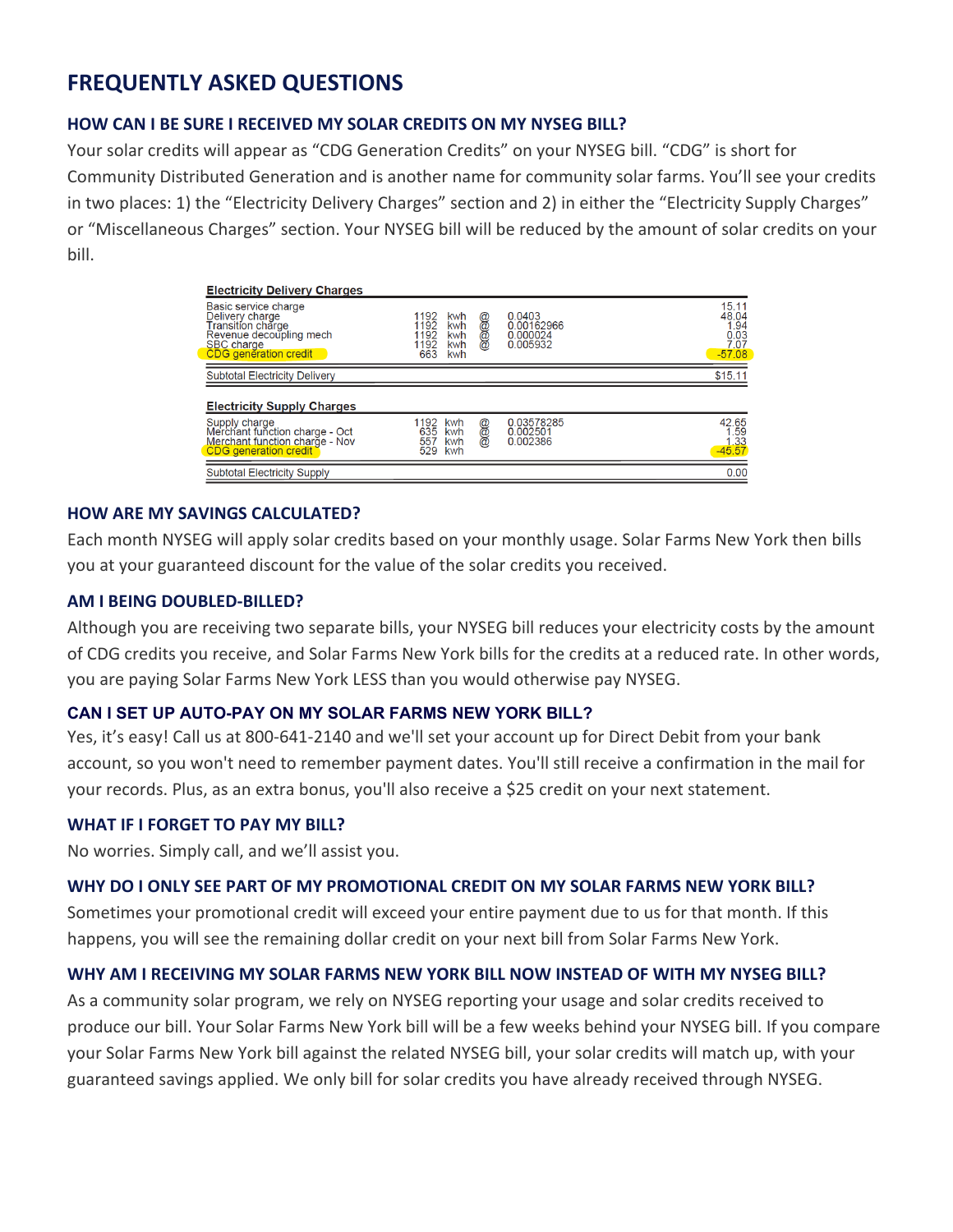## FREQUENTLY ASKED QUESTIONS

### HOW CAN I BE SURE I RECEIVED MY SOLAR CREDITS ON MY NYSEG BILL?

Your solar credits will appear as "CDG Generation Credits" on your NYSEG bill. "CDG" is short for Community Distributed Generation and is another name for community solar farms. You'll see your credits in two places: 1) the "Electricity Delivery Charges" section and 2) in either the "Electricity Supply Charges" or "Miscellaneous Charges" section. Your NYSEG bill will be reduced by the amount of solar credits on your bill.

**Electricity Delivery Charges**

| | | | | | |
|---|---|---|---|---|---|
| Basic service charge | | | | | 15.11 |
| Delivery charge | 1192 | kwh | @ | 0.0403 | 48.04 |
| Transition charge | 1192 | kwh | @ | 0.00162966 | 1.94 |
| Revenue decoupling mech | 1192 | kwh | @ | 0.000024 | 0.03 |
| SBC charge | 1192 | kwh | @ | 0.005932 | 7.07 |
| CDG generation credit | 663 | kwh | | | -57.08 |
| Subtotal Electricity Delivery | | | | | $15.11 |

**Electricity Supply Charges**

| | | | | | |
|---|---|---|---|---|---|
| Supply charge | 1192 | kwh | @ | 0.03578285 | 42.65 |
| Merchant function charge - Oct | 635 | kwh | @ | 0.002501 | 1.59 |
| Merchant function charge - Nov | 557 | kwh | @ | 0.002386 | 1.33 |
| CDG generation credit | 529 | kwh | | | -45.57 |
| Subtotal Electricity Supply | | | | | 0.00 |

### HOW ARE MY SAVINGS CALCULATED?

Each month NYSEG will apply solar credits based on your monthly usage. Solar Farms New York then bills you at your guaranteed discount for the value of the solar credits you received.

### AM I BEING DOUBLED-BILLED?

Although you are receiving two separate bills, your NYSEG bill reduces your electricity costs by the amount of CDG credits you receive, and Solar Farms New York bills for the credits at a reduced rate. In other words, you are paying Solar Farms New York LESS than you would otherwise pay NYSEG.

### CAN I SET UP AUTO-PAY ON MY SOLAR FARMS NEW YORK BILL?

Yes, it's easy! Call us at 800-641-2140 and we'll set your account up for Direct Debit from your bank account, so you won't need to remember payment dates. You'll still receive a confirmation in the mail for your records. Plus, as an extra bonus, you'll also receive a $25 credit on your next statement.

### WHAT IF I FORGET TO PAY MY BILL?

No worries. Simply call, and we'll assist you.

### WHY DO I ONLY SEE PART OF MY PROMOTIONAL CREDIT ON MY SOLAR FARMS NEW YORK BILL?

Sometimes your promotional credit will exceed your entire payment due to us for that month. If this happens, you will see the remaining dollar credit on your next bill from Solar Farms New York.

### WHY AM I RECEIVING MY SOLAR FARMS NEW YORK BILL NOW INSTEAD OF WITH MY NYSEG BILL?

As a community solar program, we rely on NYSEG reporting your usage and solar credits received to produce our bill. Your Solar Farms New York bill will be a few weeks behind your NYSEG bill. If you compare your Solar Farms New York bill against the related NYSEG bill, your solar credits will match up, with your guaranteed savings applied. We only bill for solar credits you have already received through NYSEG.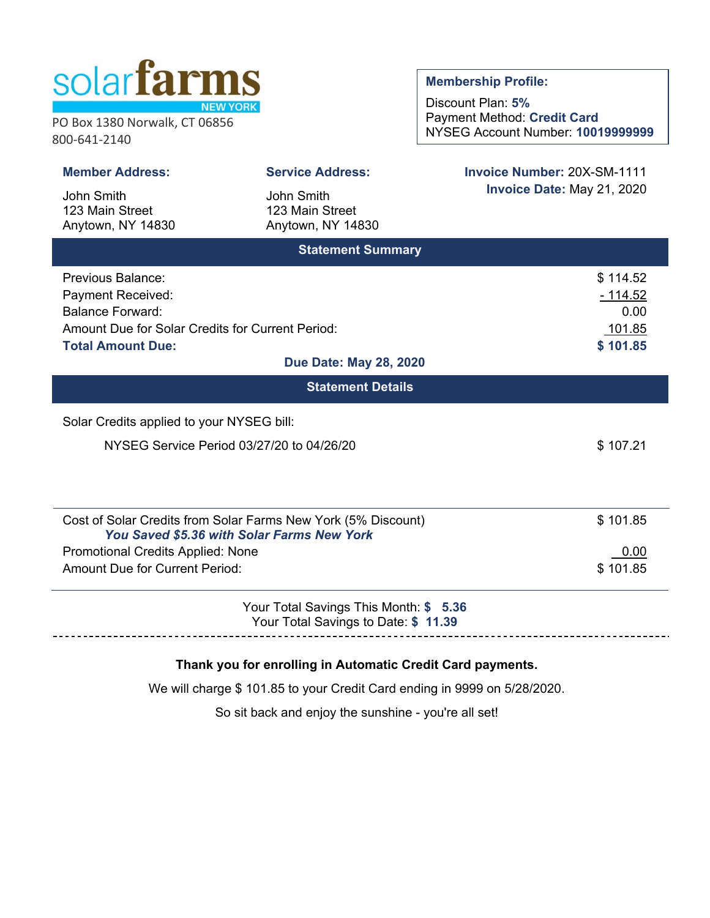# solarfarms NEW YORK

PO Box 1380 Norwalk, CT 06856
800-641-2140

**Membership Profile:**
Discount Plan: **5%**
Payment Method: **Credit Card**
NYSEG Account Number: **10019999999**

**Member Address:**
John Smith
123 Main Street
Anytown, NY 14830

**Service Address:**
John Smith
123 Main Street
Anytown, NY 14830

**Invoice Number:** 20X-SM-1111
**Invoice Date:** May 21, 2020

## Statement Summary

| | |
|---|---|
| Previous Balance: | $ 114.52 |
| Payment Received: | - 114.52 |
| Balance Forward: | 0.00 |
| Amount Due for Solar Credits for Current Period: | 101.85 |
| **Total Amount Due:** | **$ 101.85** |

**Due Date: May 28, 2020**

## Statement Details

Solar Credits applied to your NYSEG bill:

| | |
|---|---|
| NYSEG Service Period 03/27/20 to 04/26/20 | $ 107.21 |

| | |
|---|---|
| Cost of Solar Credits from Solar Farms New York (5% Discount) | $ 101.85 |
| ***You Saved $5.36 with Solar Farms New York*** | |
| Promotional Credits Applied: None | 0.00 |
| Amount Due for Current Period: | $ 101.85 |

Your Total Savings This Month: **$ 5.36**
Your Total Savings to Date: **$ 11.39**

**Thank you for enrolling in Automatic Credit Card payments.**

We will charge $ 101.85 to your Credit Card ending in 9999 on 5/28/2020.

So sit back and enjoy the sunshine - you're all set!